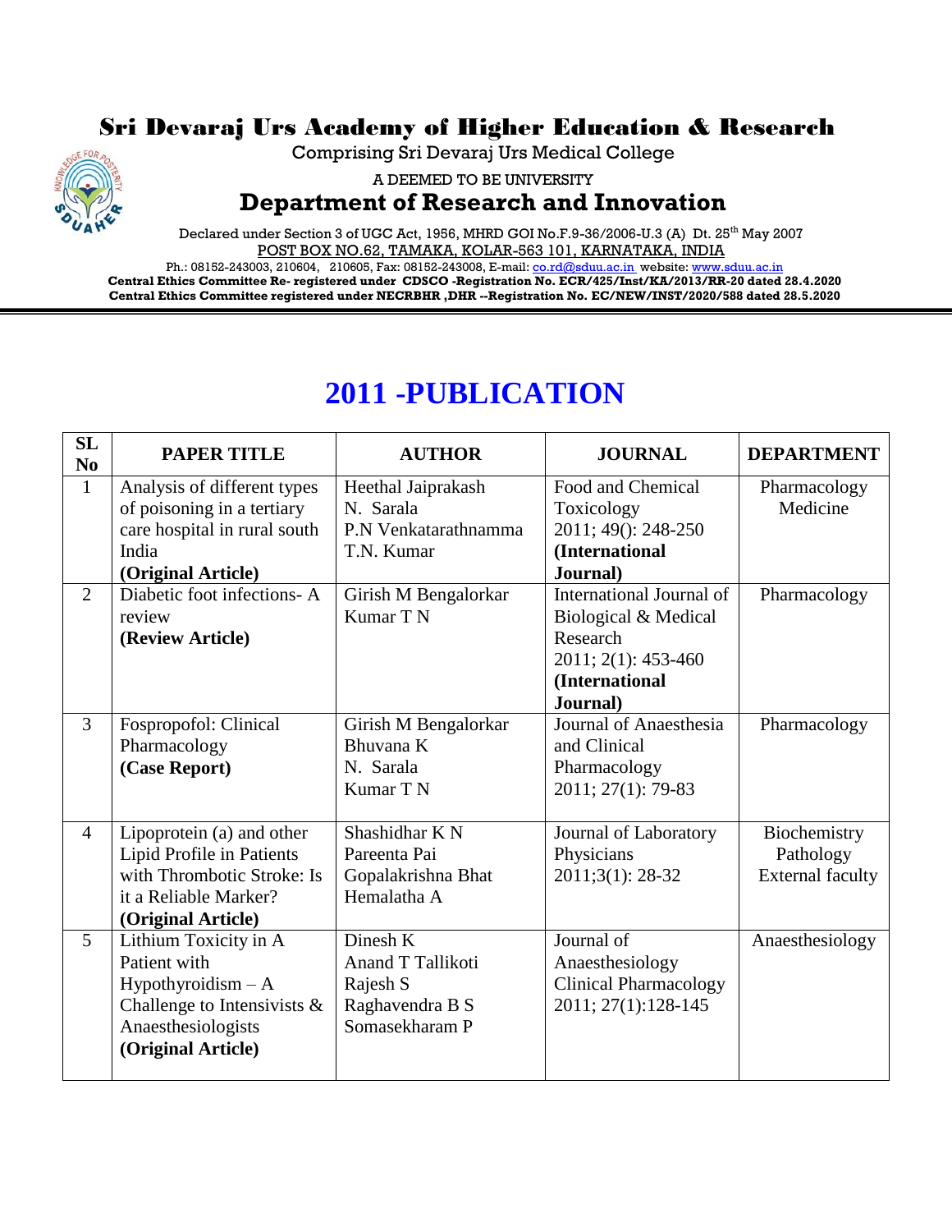# Sri Devaraj Urs Academy of Higher Education & Research

Comprising Sri Devaraj Urs Medical College

A DEEMED TO BE UNIVERSITY

## Department of Research and Innovation

Declared under Section 3 of UGC Act, 1956, MHRD GOI No.F.9-36/2006-U.3 (A) Dt. 25th May 2007

POST BOX NO.62, TAMAKA, KOLAR-563 101, KARNATAKA, INDIA

Ph.: 08152-243003, 210604, 210605, Fax: 08152-243008, E-mail: co.rd@sduu.ac.in website: www.sduu.ac.in

**Central Ethics Committee Re- registered under CDSCO -Registration No. ECR/425/Inst/KA/2013/RR-20 dated 28.4.2020**

**Central Ethics Committee registered under NECRBHR ,DHR --Registration No. EC/NEW/INST/2020/588 dated 28.5.2020**

# 2011 -PUBLICATION

| SL No | PAPER TITLE | AUTHOR | JOURNAL | DEPARTMENT |
|---|---|---|---|---|
| 1 | Analysis of different types of poisoning in a tertiary care hospital in rural south India **(Original Article)** | Heethal Jaiprakash<br>N. Sarala<br>P.N Venkatarathnamma<br>T.N. Kumar | Food and Chemical Toxicology 2011; 49(): 248-250 **(International Journal)** | Pharmacology<br>Medicine |
| 2 | Diabetic foot infections- A review **(Review Article)** | Girish M Bengalorkar<br>Kumar T N | International Journal of Biological & Medical Research 2011; 2(1): 453-460 **(International Journal)** | Pharmacology |
| 3 | Fospropofol: Clinical Pharmacology **(Case Report)** | Girish M Bengalorkar<br>Bhuvana K<br>N. Sarala<br>Kumar T N | Journal of Anaesthesia and Clinical Pharmacology 2011; 27(1): 79-83 | Pharmacology |
| 4 | Lipoprotein (a) and other Lipid Profile in Patients with Thrombotic Stroke: Is it a Reliable Marker? **(Original Article)** | Shashidhar K N<br>Pareenta Pai<br>Gopalakrishna Bhat<br>Hemalatha A | Journal of Laboratory Physicians 2011;3(1): 28-32 | Biochemistry<br>Pathology<br>External faculty |
| 5 | Lithium Toxicity in A Patient with Hypothyroidism – A Challenge to Intensivists & Anaesthesiologists **(Original Article)** | Dinesh K<br>Anand T Tallikoti<br>Rajesh S<br>Raghavendra B S<br>Somasekharam P | Journal of Anaesthesiology Clinical Pharmacology 2011; 27(1):128-145 | Anaesthesiology |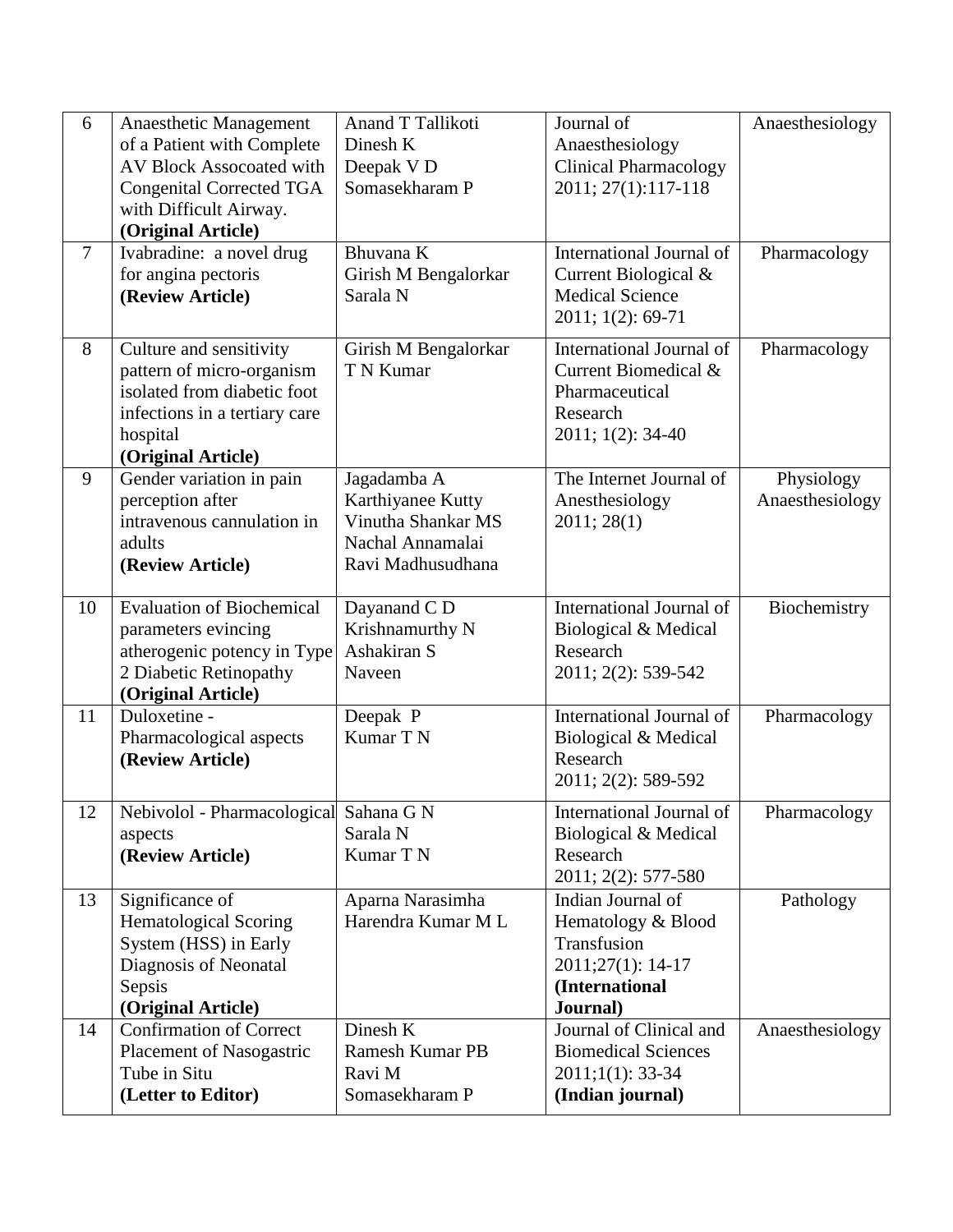| 6 | Anaesthetic Management of a Patient with Complete AV Block Assocoated with Congenital Corrected TGA with Difficult Airway. **(Original Article)** | Anand T Tallikoti<br>Dinesh K<br>Deepak V D<br>Somasekharam P | Journal of Anaesthesiology Clinical Pharmacology 2011; 27(1):117-118 | Anaesthesiology |
|---|---|---|---|---|
| 7 | Ivabradine: a novel drug for angina pectoris **(Review Article)** | Bhuvana K<br>Girish M Bengalorkar<br>Sarala N | International Journal of Current Biological & Medical Science 2011; 1(2): 69-71 | Pharmacology |
| 8 | Culture and sensitivity pattern of micro-organism isolated from diabetic foot infections in a tertiary care hospital **(Original Article)** | Girish M Bengalorkar<br>T N Kumar | International Journal of Current Biomedical & Pharmaceutical Research 2011; 1(2): 34-40 | Pharmacology |
| 9 | Gender variation in pain perception after intravenous cannulation in adults **(Review Article)** | Jagadamba A<br>Karthiyanee Kutty<br>Vinutha Shankar MS<br>Nachal Annamalai<br>Ravi Madhusudhana | The Internet Journal of Anesthesiology 2011; 28(1) | Physiology Anaesthesiology |
| 10 | Evaluation of Biochemical parameters evincing atherogenic potency in Type 2 Diabetic Retinopathy **(Original Article)** | Dayanand C D<br>Krishnamurthy N<br>Ashakiran S<br>Naveen | International Journal of Biological & Medical Research 2011; 2(2): 539-542 | Biochemistry |
| 11 | Duloxetine - Pharmacological aspects **(Review Article)** | Deepak P<br>Kumar T N | International Journal of Biological & Medical Research 2011; 2(2): 589-592 | Pharmacology |
| 12 | Nebivolol - Pharmacological aspects **(Review Article)** | Sahana G N<br>Sarala N<br>Kumar T N | International Journal of Biological & Medical Research 2011; 2(2): 577-580 | Pharmacology |
| 13 | Significance of Hematological Scoring System (HSS) in Early Diagnosis of Neonatal Sepsis **(Original Article)** | Aparna Narasimha<br>Harendra Kumar M L | Indian Journal of Hematology & Blood Transfusion 2011;27(1): 14-17 **(International Journal)** | Pathology |
| 14 | Confirmation of Correct Placement of Nasogastric Tube in Situ **(Letter to Editor)** | Dinesh K<br>Ramesh Kumar PB<br>Ravi M<br>Somasekharam P | Journal of Clinical and Biomedical Sciences 2011;1(1): 33-34 **(Indian journal)** | Anaesthesiology |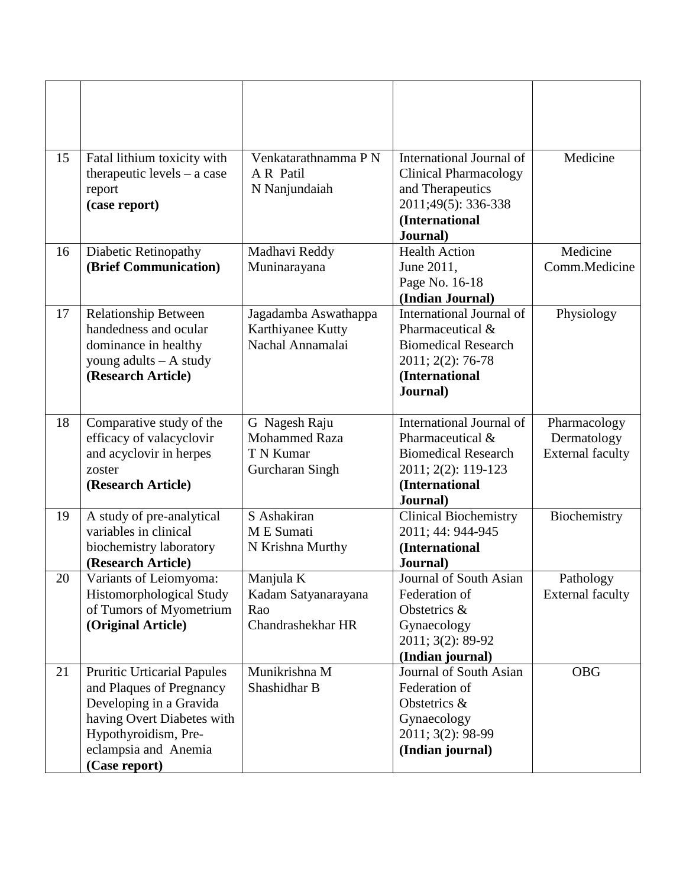| | | | | |
|---|---|---|---|---|
| 15 | Fatal lithium toxicity with therapeutic levels – a case report **(case report)** | Venkatarathnamma P N<br>A R Patil<br>N Nanjundaiah | International Journal of Clinical Pharmacology and Therapeutics 2011;49(5): 336-338 **(International Journal)** | Medicine |
| 16 | Diabetic Retinopathy **(Brief Communication)** | Madhavi Reddy<br>Muninarayana | Health Action June 2011, Page No. 16-18 **(Indian Journal)** | Medicine<br>Comm.Medicine |
| 17 | Relationship Between handedness and ocular dominance in healthy young adults – A study **(Research Article)** | Jagadamba Aswathappa<br>Karthiyanee Kutty<br>Nachal Annamalai | International Journal of Pharmaceutical & Biomedical Research 2011; 2(2): 76-78 **(International Journal)** | Physiology |
| 18 | Comparative study of the efficacy of valacyclovir and acyclovir in herpes zoster **(Research Article)** | G Nagesh Raju<br>Mohammed Raza<br>T N Kumar<br>Gurcharan Singh | International Journal of Pharmaceutical & Biomedical Research 2011; 2(2): 119-123 **(International Journal)** | Pharmacology<br>Dermatology<br>External faculty |
| 19 | A study of pre-analytical variables in clinical biochemistry laboratory **(Research Article)** | S Ashakiran<br>M E Sumati<br>N Krishna Murthy | Clinical Biochemistry 2011; 44: 944-945 **(International Journal)** | Biochemistry |
| 20 | Variants of Leiomyoma: Histomorphological Study of Tumors of Myometrium **(Original Article)** | Manjula K<br>Kadam Satyanarayana Rao<br>Chandrashekhar HR | Journal of South Asian Federation of Obstetrics & Gynaecology 2011; 3(2): 89-92 **(Indian journal)** | Pathology<br>External faculty |
| 21 | Pruritic Urticarial Papules and Plaques of Pregnancy Developing in a Gravida having Overt Diabetes with Hypothyroidism, Pre-eclampsia and Anemia **(Case report)** | Munikrishna M<br>Shashidhar B | Journal of South Asian Federation of Obstetrics & Gynaecology 2011; 3(2): 98-99 **(Indian journal)** | OBG |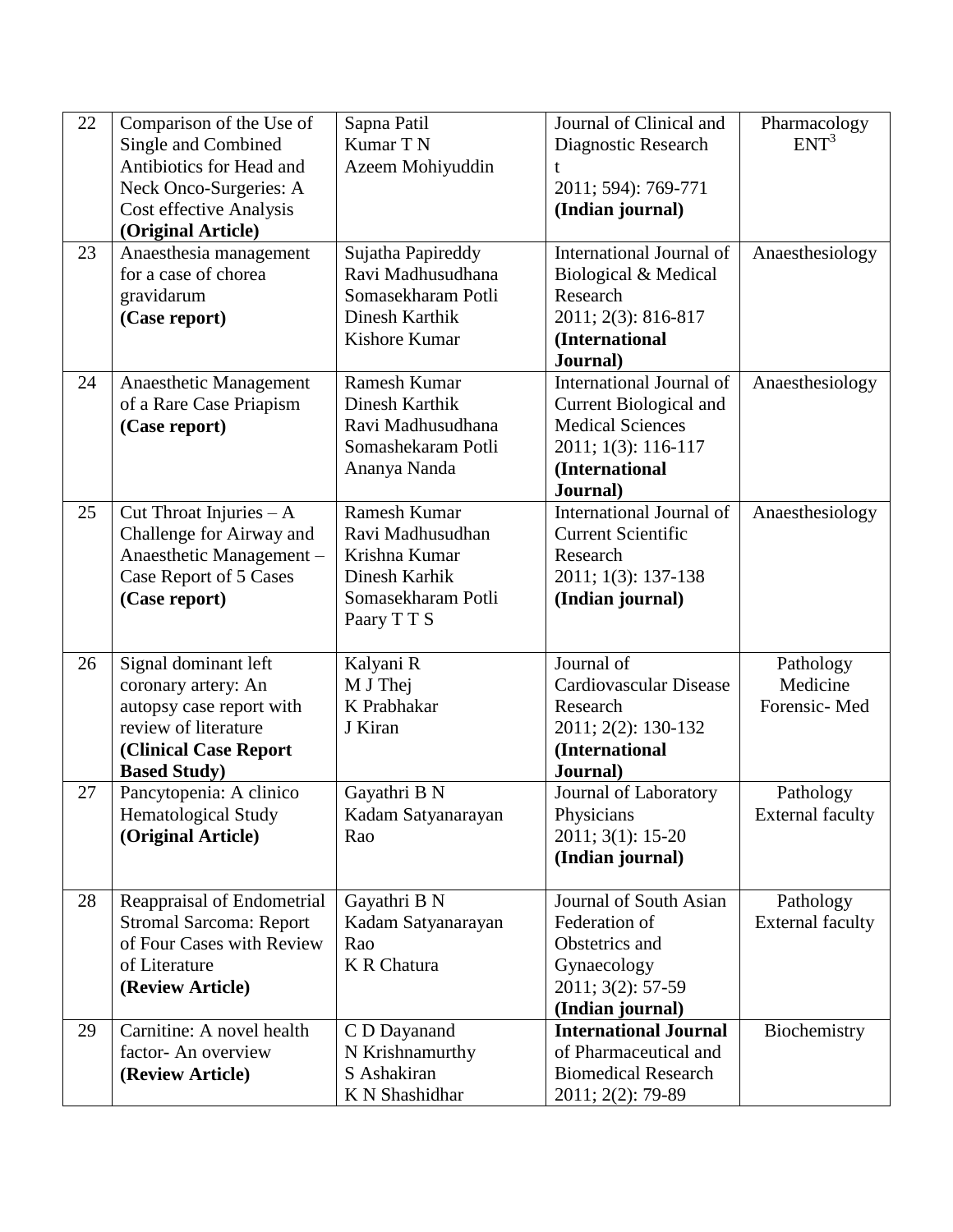| 22 | Comparison of the Use of Single and Combined Antibiotics for Head and Neck Onco-Surgeries: A Cost effective Analysis **(Original Article)** | Sapna Patil<br>Kumar T N<br>Azeem Mohiyuddin | Journal of Clinical and Diagnostic Research t<br>2011; 594): 769-771<br>**(Indian journal)** | Pharmacology<br>ENT[3] |
|---|---|---|---|---|
| 23 | Anaesthesia management for a case of chorea gravidarum **(Case report)** | Sujatha Papireddy<br>Ravi Madhusudhana<br>Somasekharam Potli<br>Dinesh Karthik<br>Kishore Kumar | International Journal of Biological & Medical Research<br>2011; 2(3): 816-817<br>**(International Journal)** | Anaesthesiology |
| 24 | Anaesthetic Management of a Rare Case Priapism **(Case report)** | Ramesh Kumar<br>Dinesh Karthik<br>Ravi Madhusudhana<br>Somashekaram Potli<br>Ananya Nanda | International Journal of Current Biological and Medical Sciences<br>2011; 1(3): 116-117<br>**(International Journal)** | Anaesthesiology |
| 25 | Cut Throat Injuries – A Challenge for Airway and Anaesthetic Management – Case Report of 5 Cases **(Case report)** | Ramesh Kumar<br>Ravi Madhusudhan<br>Krishna Kumar<br>Dinesh Karhik<br>Somasekharam Potli<br>Paary T T S | International Journal of Current Scientific Research<br>2011; 1(3): 137-138<br>**(Indian journal)** | Anaesthesiology |
| 26 | Signal dominant left coronary artery: An autopsy case report with review of literature **(Clinical Case Report Based Study)** | Kalyani R<br>M J Thej<br>K Prabhakar<br>J Kiran | Journal of Cardiovascular Disease Research<br>2011; 2(2): 130-132<br>**(International Journal)** | Pathology<br>Medicine<br>Forensic- Med |
| 27 | Pancytopenia: A clinico Hematological Study **(Original Article)** | Gayathri B N<br>Kadam Satyanarayan Rao | Journal of Laboratory Physicians<br>2011; 3(1): 15-20<br>**(Indian journal)** | Pathology<br>External faculty |
| 28 | Reappraisal of Endometrial Stromal Sarcoma: Report of Four Cases with Review of Literature **(Review Article)** | Gayathri B N<br>Kadam Satyanarayan Rao<br>K R Chatura | Journal of South Asian Federation of Obstetrics and Gynaecology<br>2011; 3(2): 57-59<br>**(Indian journal)** | Pathology<br>External faculty |
| 29 | Carnitine: A novel health factor- An overview **(Review Article)** | C D Dayanand<br>N Krishnamurthy<br>S Ashakiran<br>K N Shashidhar | **International Journal** of Pharmaceutical and Biomedical Research<br>2011; 2(2): 79-89 | Biochemistry |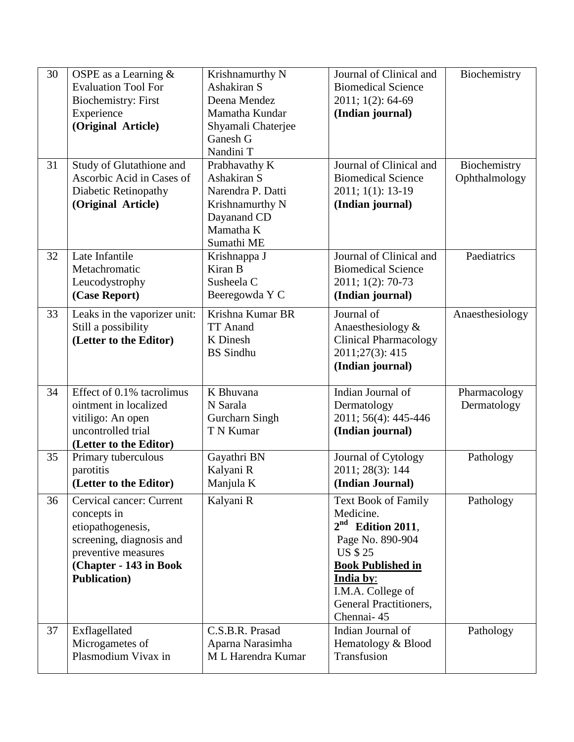| 30 | OSPE as a Learning & Evaluation Tool For Biochemistry: First Experience **(Original Article)** | Krishnamurthy N<br>Ashakiran S<br>Deena Mendez<br>Mamatha Kundar<br>Shyamali Chaterjee<br>Ganesh G<br>Nandini T | Journal of Clinical and Biomedical Science 2011; 1(2): 64-69 **(Indian journal)** | Biochemistry |
|---|---|---|---|---|
| 31 | Study of Glutathione and Ascorbic Acid in Cases of Diabetic Retinopathy **(Original Article)** | Prabhavathy K<br>Ashakiran S<br>Narendra P. Datti<br>Krishnamurthy N<br>Dayanand CD<br>Mamatha K<br>Sumathi ME | Journal of Clinical and Biomedical Science 2011; 1(1): 13-19 **(Indian journal)** | Biochemistry Ophthalmology |
| 32 | Late Infantile Metachromatic Leucodystrophy **(Case Report)** | Krishnappa J<br>Kiran B<br>Susheela C<br>Beeregowda Y C | Journal of Clinical and Biomedical Science 2011; 1(2): 70-73 **(Indian journal)** | Paediatrics |
| 33 | Leaks in the vaporizer unit: Still a possibility **(Letter to the Editor)** | Krishna Kumar BR<br>TT Anand<br>K Dinesh<br>BS Sindhu | Journal of Anaesthesiology & Clinical Pharmacology 2011;27(3): 415 **(Indian journal)** | Anaesthesiology |
| 34 | Effect of 0.1% tacrolimus ointment in localized vitiligo: An open uncontrolled trial **(Letter to the Editor)** | K Bhuvana<br>N Sarala<br>Gurcharn Singh<br>T N Kumar | Indian Journal of Dermatology 2011; 56(4): 445-446 **(Indian journal)** | Pharmacology Dermatology |
| 35 | Primary tuberculous parotitis **(Letter to the Editor)** | Gayathri BN<br>Kalyani R<br>Manjula K | Journal of Cytology 2011; 28(3): 144 **(Indian Journal)** | Pathology |
| 36 | Cervical cancer: Current concepts in etiopathogenesis, screening, diagnosis and preventive measures **(Chapter - 143 in Book Publication)** | Kalyani R | Text Book of Family Medicine. $2^{nd}$ **Edition 2011**, Page No. 890-904 US $ 25 **<u>Book Published in India by</u>**: I.M.A. College of General Practitioners, Chennai- 45 | Pathology |
| 37 | Exflagellated Microgametes of Plasmodium Vivax in | C.S.B.R. Prasad<br>Aparna Narasimha<br>M L Harendra Kumar | Indian Journal of Hematology & Blood Transfusion | Pathology |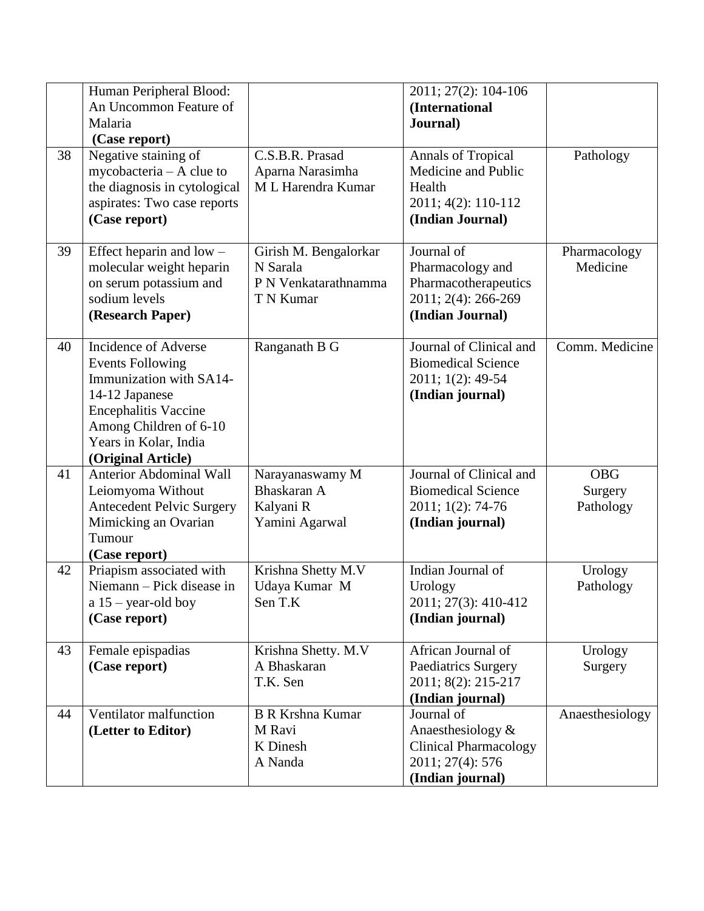| | | | | |
|---|---|---|---|---|
| | Human Peripheral Blood: An Uncommon Feature of Malaria **(Case report)** | | 2011; 27(2): 104-106 **(International Journal)** | |
| 38 | Negative staining of mycobacteria – A clue to the diagnosis in cytological aspirates: Two case reports **(Case report)** | C.S.B.R. Prasad<br>Aparna Narasimha<br>M L Harendra Kumar | Annals of Tropical Medicine and Public Health<br>2011; 4(2): 110-112 **(Indian Journal)** | Pathology |
| 39 | Effect heparin and low – molecular weight heparin on serum potassium and sodium levels **(Research Paper)** | Girish M. Bengalorkar<br>N Sarala<br>P N Venkatarathnamma<br>T N Kumar | Journal of Pharmacology and Pharmacotherapeutics<br>2011; 2(4): 266-269 **(Indian Journal)** | Pharmacology<br>Medicine |
| 40 | Incidence of Adverse Events Following Immunization with SA14-14-12 Japanese Encephalitis Vaccine Among Children of 6-10 Years in Kolar, India **(Original Article)** | Ranganath B G | Journal of Clinical and Biomedical Science<br>2011; 1(2): 49-54 **(Indian journal)** | Comm. Medicine |
| 41 | Anterior Abdominal Wall Leiomyoma Without Antecedent Pelvic Surgery Mimicking an Ovarian Tumour **(Case report)** | Narayanaswamy M<br>Bhaskaran A<br>Kalyani R<br>Yamini Agarwal | Journal of Clinical and Biomedical Science<br>2011; 1(2): 74-76 **(Indian journal)** | OBG<br>Surgery<br>Pathology |
| 42 | Priapism associated with Niemann – Pick disease in a 15 – year-old boy **(Case report)** | Krishna Shetty M.V<br>Udaya Kumar M<br>Sen T.K | Indian Journal of Urology<br>2011; 27(3): 410-412 **(Indian journal)** | Urology<br>Pathology |
| 43 | Female epispadias **(Case report)** | Krishna Shetty. M.V<br>A Bhaskaran<br>T.K. Sen | African Journal of Paediatrics Surgery<br>2011; 8(2): 215-217 **(Indian journal)** | Urology<br>Surgery |
| 44 | Ventilator malfunction **(Letter to Editor)** | B R Krshna Kumar<br>M Ravi<br>K Dinesh<br>A Nanda | Journal of Anaesthesiology & Clinical Pharmacology<br>2011; 27(4): 576 **(Indian journal)** | Anaesthesiology |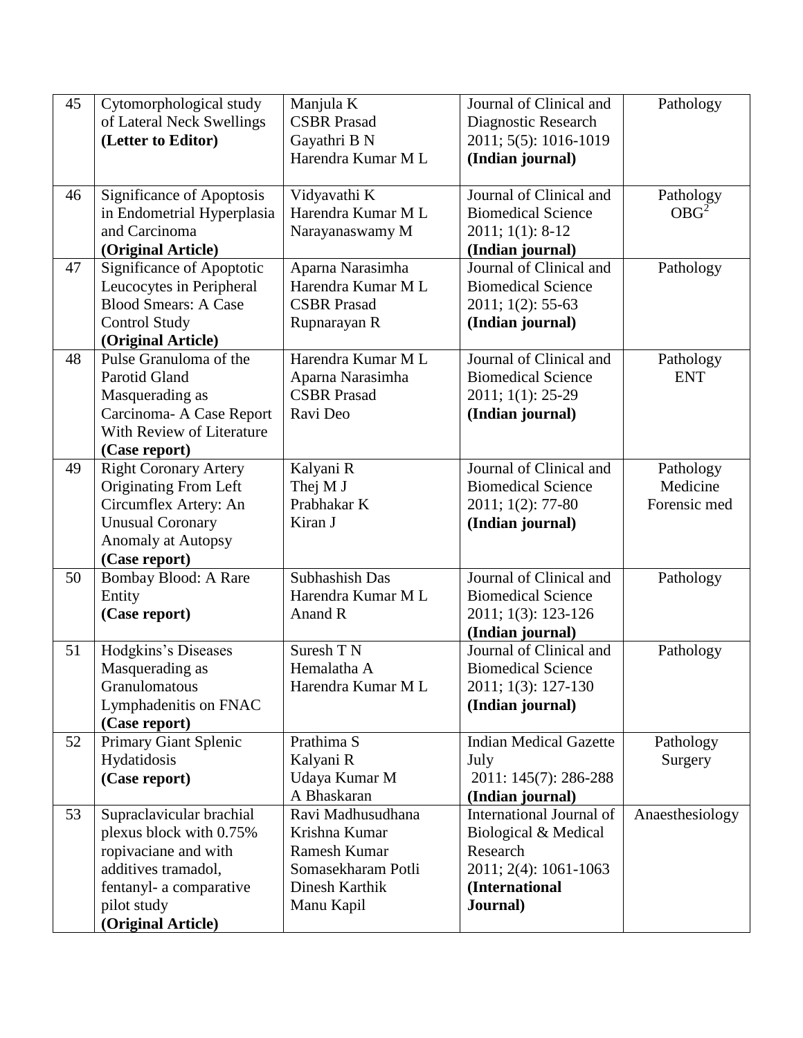| 45 | Cytomorphological study of Lateral Neck Swellings **(Letter to Editor)** | Manjula K<br>CSBR Prasad<br>Gayathri B N<br>Harendra Kumar M L | Journal of Clinical and Diagnostic Research 2011; 5(5): 1016-1019 **(Indian journal)** | Pathology |
|---|---|---|---|---|
| 46 | Significance of Apoptosis in Endometrial Hyperplasia and Carcinoma **(Original Article)** | Vidyavathi K<br>Harendra Kumar M L<br>Narayanaswamy M | Journal of Clinical and Biomedical Science 2011; 1(1): 8-12 **(Indian journal)** | Pathology<br>OBG[2] |
| 47 | Significance of Apoptotic Leucocytes in Peripheral Blood Smears: A Case Control Study **(Original Article)** | Aparna Narasimha<br>Harendra Kumar M L<br>CSBR Prasad<br>Rupnarayan R | Journal of Clinical and Biomedical Science 2011; 1(2): 55-63 **(Indian journal)** | Pathology |
| 48 | Pulse Granuloma of the Parotid Gland Masquerading as Carcinoma- A Case Report With Review of Literature **(Case report)** | Harendra Kumar M L<br>Aparna Narasimha<br>CSBR Prasad<br>Ravi Deo | Journal of Clinical and Biomedical Science 2011; 1(1): 25-29 **(Indian journal)** | Pathology<br>ENT |
| 49 | Right Coronary Artery Originating From Left Circumflex Artery: An Unusual Coronary Anomaly at Autopsy **(Case report)** | Kalyani R<br>Thej M J<br>Prabhakar K<br>Kiran J | Journal of Clinical and Biomedical Science 2011; 1(2): 77-80 **(Indian journal)** | Pathology<br>Medicine<br>Forensic med |
| 50 | Bombay Blood: A Rare Entity **(Case report)** | Subhashish Das<br>Harendra Kumar M L<br>Anand R | Journal of Clinical and Biomedical Science 2011; 1(3): 123-126 **(Indian journal)** | Pathology |
| 51 | Hodgkins's Diseases Masquerading as Granulomatous Lymphadenitis on FNAC **(Case report)** | Suresh T N<br>Hemalatha A<br>Harendra Kumar M L | Journal of Clinical and Biomedical Science 2011; 1(3): 127-130 **(Indian journal)** | Pathology |
| 52 | Primary Giant Splenic Hydatidosis **(Case report)** | Prathima S<br>Kalyani R<br>Udaya Kumar M<br>A Bhaskaran | Indian Medical Gazette July 2011: 145(7): 286-288 **(Indian journal)** | Pathology<br>Surgery |
| 53 | Supraclavicular brachial plexus block with 0.75% ropivaciane and with additives tramadol, fentanyl- a comparative pilot study **(Original Article)** | Ravi Madhusudhana<br>Krishna Kumar<br>Ramesh Kumar<br>Somasekharam Potli<br>Dinesh Karthik<br>Manu Kapil | International Journal of Biological & Medical Research 2011; 2(4): 1061-1063 **(International Journal)** | Anaesthesiology |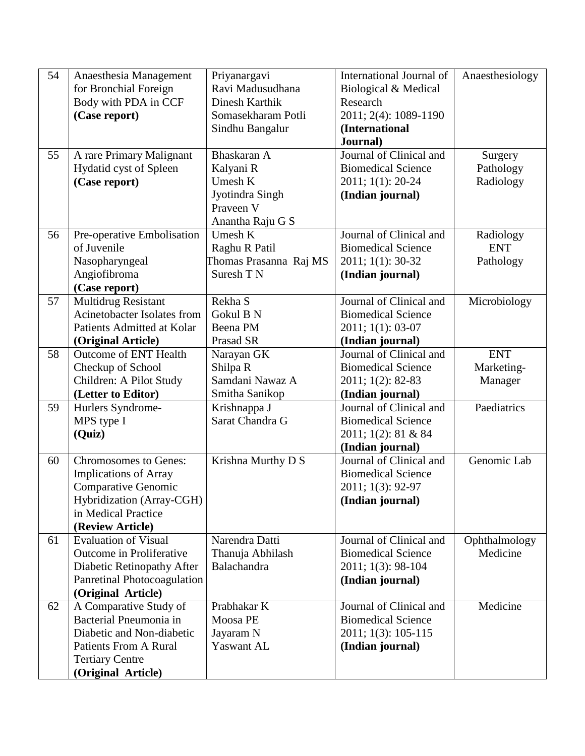| 54 | Anaesthesia Management for Bronchial Foreign Body with PDA in CCF **(Case report)** | Priyanargavi<br>Ravi Madusudhana<br>Dinesh Karthik<br>Somasekharam Potli<br>Sindhu Bangalur | International Journal of Biological & Medical Research 2011; 2(4): 1089-1190 **(International Journal)** | Anaesthesiology |
|---|---|---|---|---|
| 55 | A rare Primary Malignant Hydatid cyst of Spleen **(Case report)** | Bhaskaran A<br>Kalyani R<br>Umesh K<br>Jyotindra Singh<br>Praveen V<br>Anantha Raju G S | Journal of Clinical and Biomedical Science 2011; 1(1): 20-24 **(Indian journal)** | Surgery<br>Pathology<br>Radiology |
| 56 | Pre-operative Embolisation of Juvenile Nasopharyngeal Angiofibroma **(Case report)** | Umesh K<br>Raghu R Patil<br>Thomas Prasanna Raj MS<br>Suresh T N | Journal of Clinical and Biomedical Science 2011; 1(1): 30-32 **(Indian journal)** | Radiology<br>ENT<br>Pathology |
| 57 | Multidrug Resistant Acinetobacter Isolates from Patients Admitted at Kolar **(Original Article)** | Rekha S<br>Gokul B N<br>Beena PM<br>Prasad SR | Journal of Clinical and Biomedical Science 2011; 1(1): 03-07 **(Indian journal)** | Microbiology |
| 58 | Outcome of ENT Health Checkup of School Children: A Pilot Study **(Letter to Editor)** | Narayan GK<br>Shilpa R<br>Samdani Nawaz A<br>Smitha Sanikop | Journal of Clinical and Biomedical Science 2011; 1(2): 82-83 **(Indian journal)** | ENT<br>Marketing-Manager |
| 59 | Hurlers Syndrome-MPS type I **(Quiz)** | Krishnappa J<br>Sarat Chandra G | Journal of Clinical and Biomedical Science 2011; 1(2): 81 & 84 **(Indian journal)** | Paediatrics |
| 60 | Chromosomes to Genes: Implications of Array Comparative Genomic Hybridization (Array-CGH) in Medical Practice **(Review Article)** | Krishna Murthy D S | Journal of Clinical and Biomedical Science 2011; 1(3): 92-97 **(Indian journal)** | Genomic Lab |
| 61 | Evaluation of Visual Outcome in Proliferative Diabetic Retinopathy After Panretinal Photocoagulation **(Original Article)** | Narendra Datti<br>Thanuja Abhilash<br>Balachandra | Journal of Clinical and Biomedical Science 2011; 1(3): 98-104 **(Indian journal)** | Ophthalmology<br>Medicine |
| 62 | A Comparative Study of Bacterial Pneumonia in Diabetic and Non-diabetic Patients From A Rural Tertiary Centre **(Original Article)** | Prabhakar K<br>Moosa PE<br>Jayaram N<br>Yaswant AL | Journal of Clinical and Biomedical Science 2011; 1(3): 105-115 **(Indian journal)** | Medicine |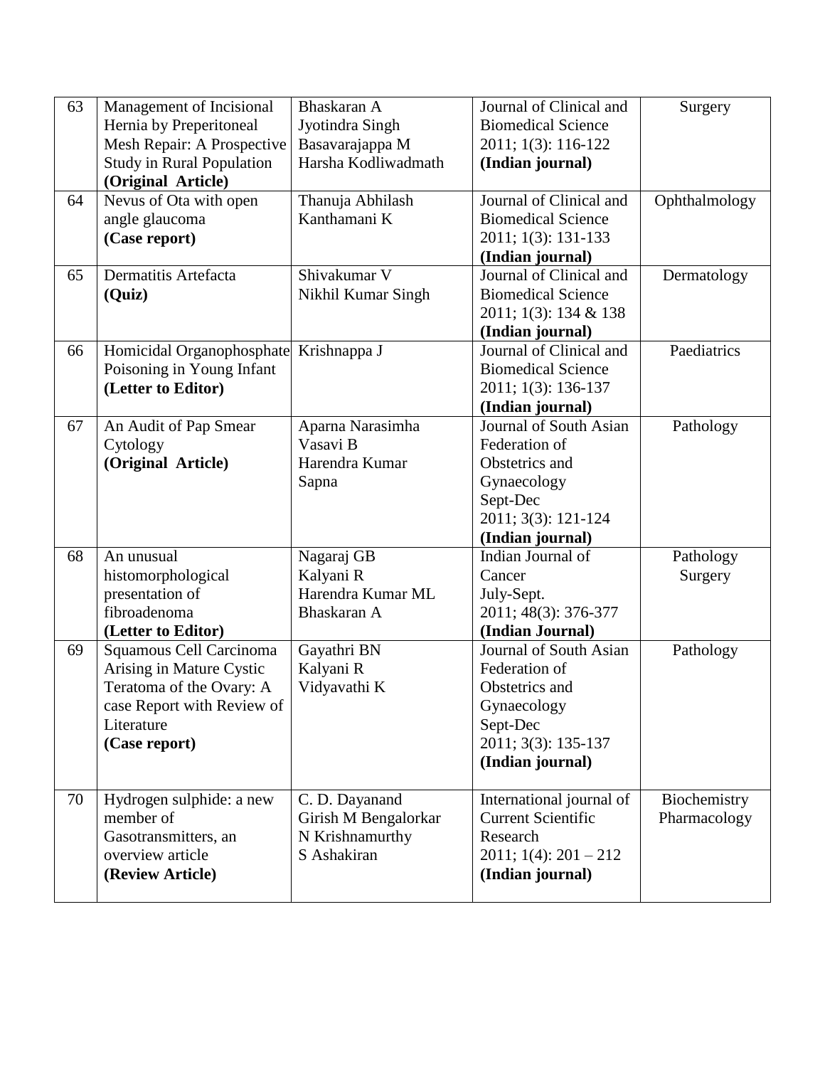| 63 | Management of Incisional Hernia by Preperitoneal Mesh Repair: A Prospective Study in Rural Population **(Original Article)** | Bhaskaran A<br>Jyotindra Singh<br>Basavarajappa M<br>Harsha Kodliwadmath | Journal of Clinical and Biomedical Science 2011; 1(3): 116-122 **(Indian journal)** | Surgery |
|---|---|---|---|---|
| 64 | Nevus of Ota with open angle glaucoma **(Case report)** | Thanuja Abhilash<br>Kanthamani K | Journal of Clinical and Biomedical Science 2011; 1(3): 131-133 **(Indian journal)** | Ophthalmology |
| 65 | Dermatitis Artefacta **(Quiz)** | Shivakumar V<br>Nikhil Kumar Singh | Journal of Clinical and Biomedical Science 2011; 1(3): 134 & 138 **(Indian journal)** | Dermatology |
| 66 | Homicidal Organophosphate Poisoning in Young Infant **(Letter to Editor)** | Krishnappa J | Journal of Clinical and Biomedical Science 2011; 1(3): 136-137 **(Indian journal)** | Paediatrics |
| 67 | An Audit of Pap Smear Cytology **(Original Article)** | Aparna Narasimha<br>Vasavi B<br>Harendra Kumar<br>Sapna | Journal of South Asian Federation of Obstetrics and Gynaecology Sept-Dec 2011; 3(3): 121-124 **(Indian journal)** | Pathology |
| 68 | An unusual histomorphological presentation of fibroadenoma **(Letter to Editor)** | Nagaraj GB<br>Kalyani R<br>Harendra Kumar ML<br>Bhaskaran A | Indian Journal of Cancer July-Sept. 2011; 48(3): 376-377 **(Indian Journal)** | Pathology<br>Surgery |
| 69 | Squamous Cell Carcinoma Arising in Mature Cystic Teratoma of the Ovary: A case Report with Review of Literature **(Case report)** | Gayathri BN<br>Kalyani R<br>Vidyavathi K | Journal of South Asian Federation of Obstetrics and Gynaecology Sept-Dec 2011; 3(3): 135-137 **(Indian journal)** | Pathology |
| 70 | Hydrogen sulphide: a new member of Gasotransmitters, an overview article **(Review Article)** | C. D. Dayanand<br>Girish M Bengalorkar<br>N Krishnamurthy<br>S Ashakiran | International journal of Current Scientific Research 2011; 1(4): 201 – 212 **(Indian journal)** | Biochemistry<br>Pharmacology |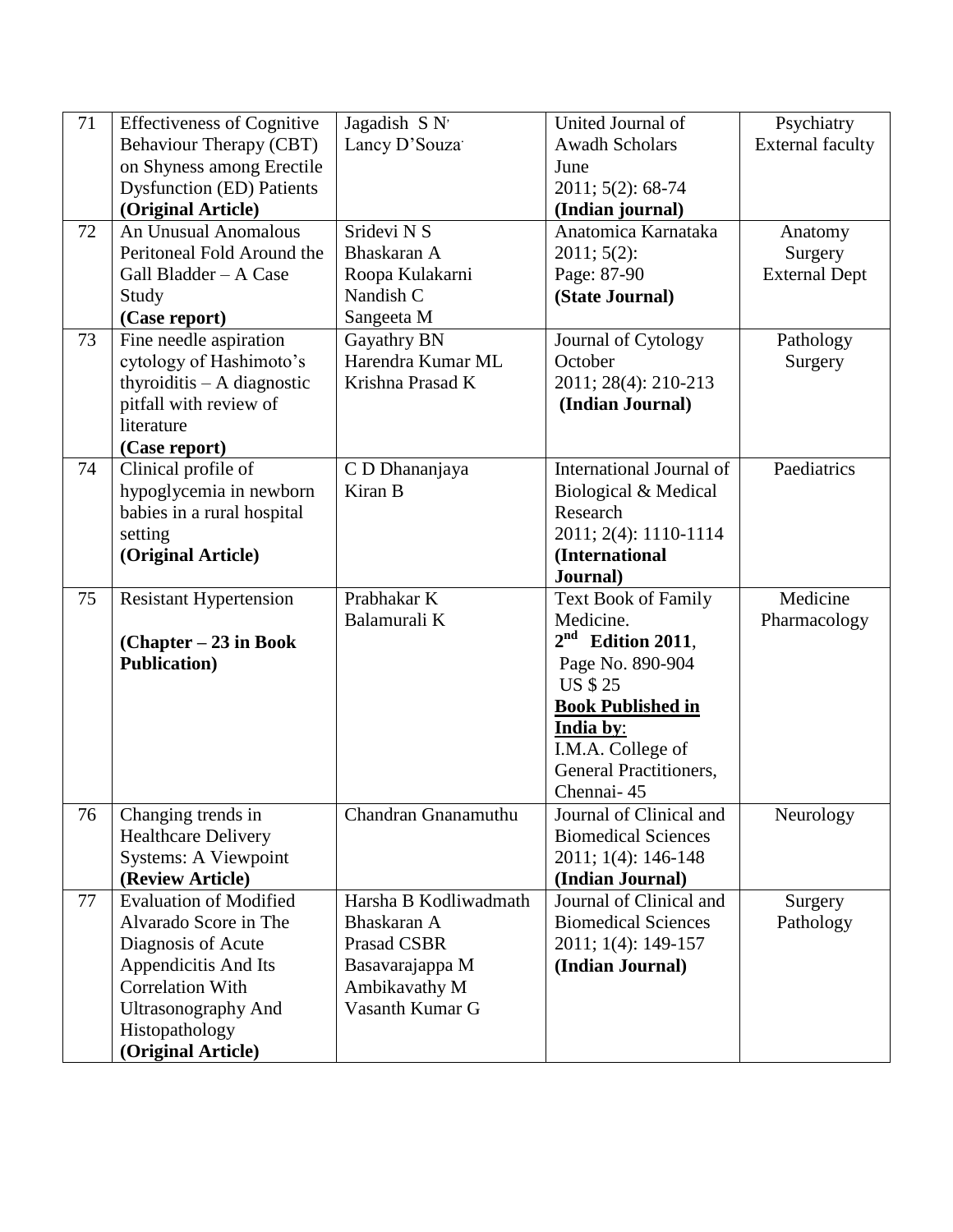| 71 | Effectiveness of Cognitive Behaviour Therapy (CBT) on Shyness among Erectile Dysfunction (ED) Patients **(Original Article)** | Jagadish S N, Lancy D'Souza | United Journal of Awadh Scholars June 2011; 5(2): 68-74 **(Indian journal)** | Psychiatry External faculty |
|---|---|---|---|---|
| 72 | An Unusual Anomalous Peritoneal Fold Around the Gall Bladder – A Case Study **(Case report)** | Sridevi N S<br>Bhaskaran A<br>Roopa Kulakarni<br>Nandish C<br>Sangeeta M | Anatomica Karnataka 2011; 5(2): Page: 87-90 **(State Journal)** | Anatomy Surgery External Dept |
| 73 | Fine needle aspiration cytology of Hashimoto's thyroiditis – A diagnostic pitfall with review of literature **(Case report)** | Gayathry BN<br>Harendra Kumar ML<br>Krishna Prasad K | Journal of Cytology October 2011; 28(4): 210-213 **(Indian Journal)** | Pathology Surgery |
| 74 | Clinical profile of hypoglycemia in newborn babies in a rural hospital setting **(Original Article)** | C D Dhananjaya<br>Kiran B | International Journal of Biological & Medical Research 2011; 2(4): 1110-1114 **(International Journal)** | Paediatrics |
| 75 | Resistant Hypertension<br><br>**(Chapter – 23 in Book Publication)** | Prabhakar K<br>Balamurali K | Text Book of Family Medicine. $2^{nd}$ **Edition 2011**, Page No. 890-904 US $ 25 **Book Published in India by**: I.M.A. College of General Practitioners, Chennai- 45 | Medicine Pharmacology |
| 76 | Changing trends in Healthcare Delivery Systems: A Viewpoint **(Review Article)** | Chandran Gnanamuthu | Journal of Clinical and Biomedical Sciences 2011; 1(4): 146-148 **(Indian Journal)** | Neurology |
| 77 | Evaluation of Modified Alvarado Score in The Diagnosis of Acute Appendicitis And Its Correlation With Ultrasonography And Histopathology **(Original Article)** | Harsha B Kodliwadmath<br>Bhaskaran A<br>Prasad CSBR<br>Basavarajappa M<br>Ambikavathy M<br>Vasanth Kumar G | Journal of Clinical and Biomedical Sciences 2011; 1(4): 149-157 **(Indian Journal)** | Surgery Pathology |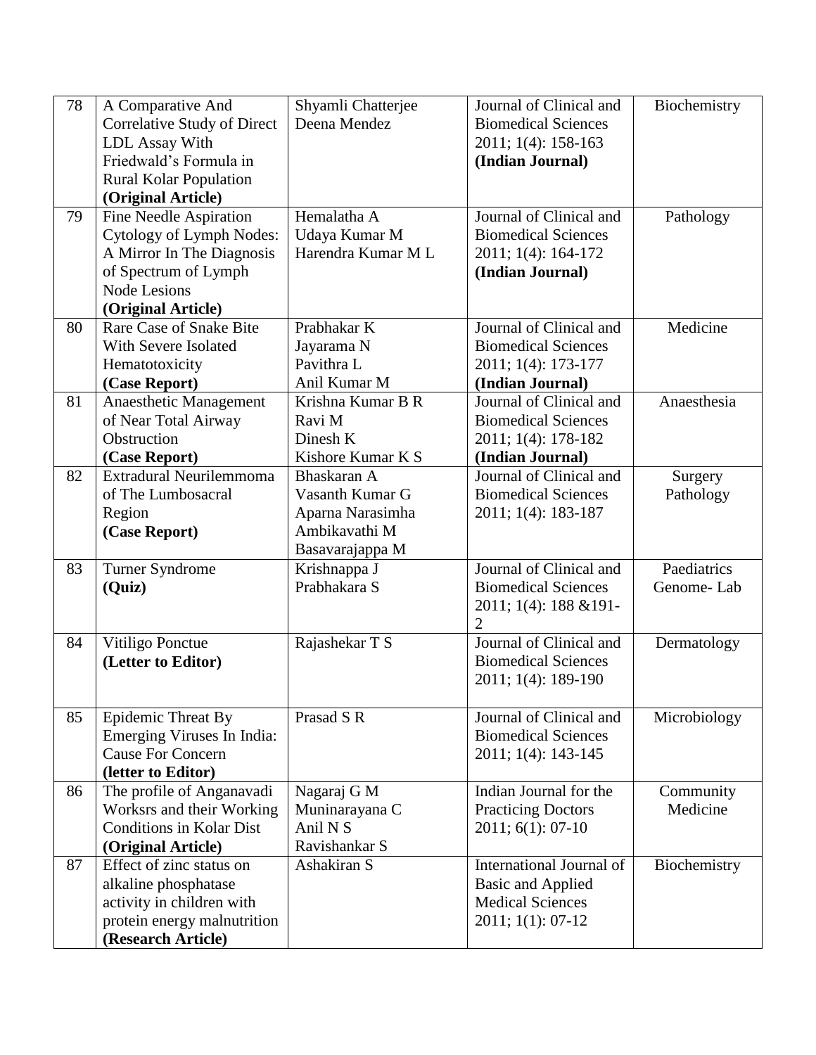| 78 | A Comparative And Correlative Study of Direct LDL Assay With Friedwald's Formula in Rural Kolar Population **(Original Article)** | Shyamli Chatterjee<br>Deena Mendez | Journal of Clinical and Biomedical Sciences 2011; 1(4): 158-163 **(Indian Journal)** | Biochemistry |
|---|---|---|---|---|
| 79 | Fine Needle Aspiration Cytology of Lymph Nodes: A Mirror In The Diagnosis of Spectrum of Lymph Node Lesions **(Original Article)** | Hemalatha A<br>Udaya Kumar M<br>Harendra Kumar M L | Journal of Clinical and Biomedical Sciences 2011; 1(4): 164-172 **(Indian Journal)** | Pathology |
| 80 | Rare Case of Snake Bite With Severe Isolated Hematotoxicity **(Case Report)** | Prabhakar K<br>Jayarama N<br>Pavithra L<br>Anil Kumar M | Journal of Clinical and Biomedical Sciences 2011; 1(4): 173-177 **(Indian Journal)** | Medicine |
| 81 | Anaesthetic Management of Near Total Airway Obstruction **(Case Report)** | Krishna Kumar B R<br>Ravi M<br>Dinesh K<br>Kishore Kumar K S | Journal of Clinical and Biomedical Sciences 2011; 1(4): 178-182 **(Indian Journal)** | Anaesthesia |
| 82 | Extradural Neurilemmoma of The Lumbosacral Region **(Case Report)** | Bhaskaran A<br>Vasanth Kumar G<br>Aparna Narasimha<br>Ambikavathi M<br>Basavarajappa M | Journal of Clinical and Biomedical Sciences 2011; 1(4): 183-187 | Surgery<br>Pathology |
| 83 | Turner Syndrome **(Quiz)** | Krishnappa J<br>Prabhakara S | Journal of Clinical and Biomedical Sciences 2011; 1(4): 188 &191-2 | Paediatrics<br>Genome- Lab |
| 84 | Vitiligo Ponctue **(Letter to Editor)** | Rajashekar T S | Journal of Clinical and Biomedical Sciences 2011; 1(4): 189-190 | Dermatology |
| 85 | Epidemic Threat By Emerging Viruses In India: Cause For Concern **(letter to Editor)** | Prasad S R | Journal of Clinical and Biomedical Sciences 2011; 1(4): 143-145 | Microbiology |
| 86 | The profile of Anganavadi Worksrs and their Working Conditions in Kolar Dist **(Original Article)** | Nagaraj G M<br>Muninarayana C<br>Anil N S<br>Ravishankar S | Indian Journal for the Practicing Doctors 2011; 6(1): 07-10 | Community Medicine |
| 87 | Effect of zinc status on alkaline phosphatase activity in children with protein energy malnutrition **(Research Article)** | Ashakiran S | International Journal of Basic and Applied Medical Sciences 2011; 1(1): 07-12 | Biochemistry |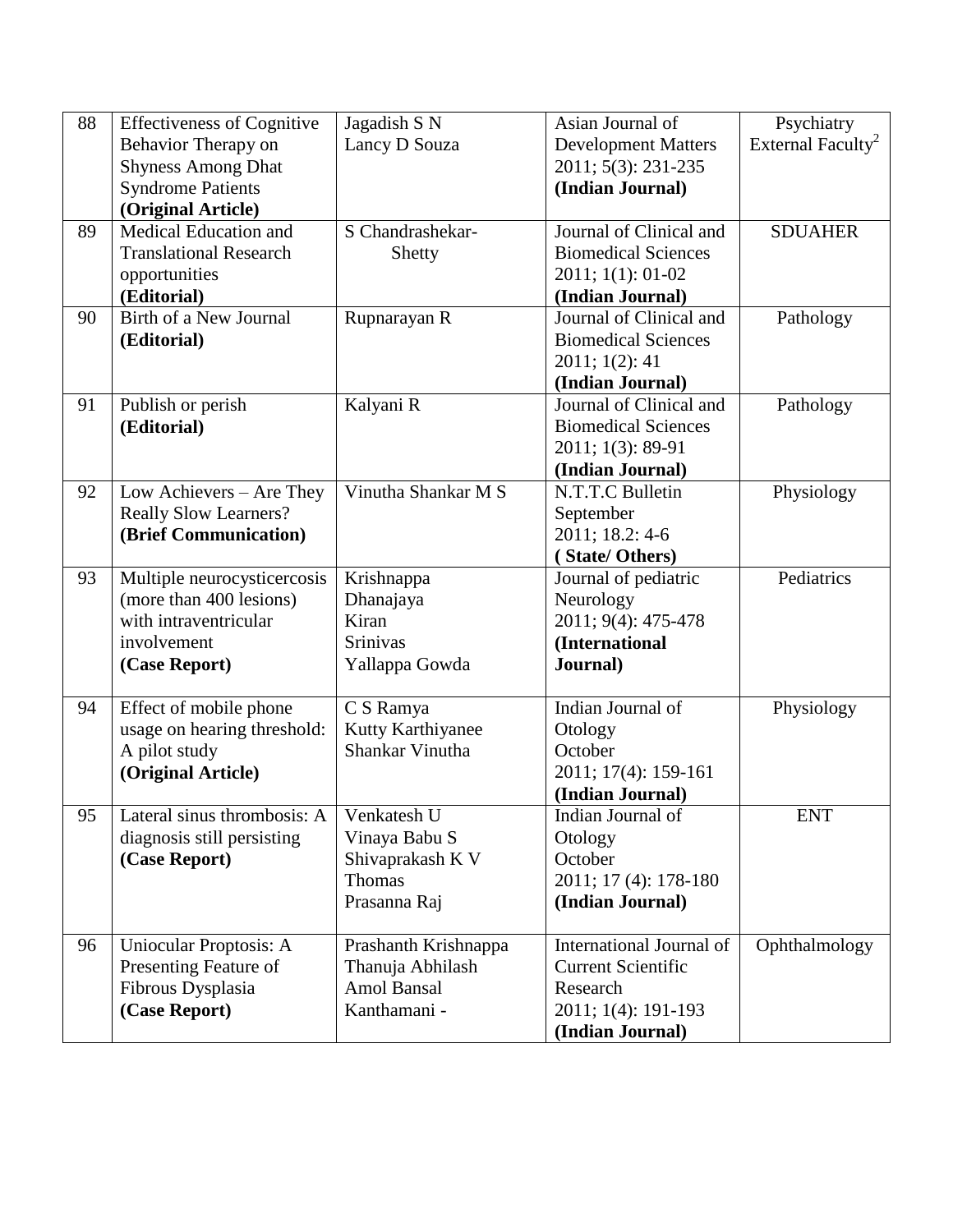| 88 | Effectiveness of Cognitive Behavior Therapy on Shyness Among Dhat Syndrome Patients **(Original Article)** | Jagadish S N<br>Lancy D Souza | Asian Journal of Development Matters 2011; 5(3): 231-235 **(Indian Journal)** | Psychiatry External Faculty[2] |
|---|---|---|---|---|
| 89 | Medical Education and Translational Research opportunities **(Editorial)** | S Chandrashekar-Shetty | Journal of Clinical and Biomedical Sciences 2011; 1(1): 01-02 **(Indian Journal)** | SDUAHER |
| 90 | Birth of a New Journal **(Editorial)** | Rupnarayan R | Journal of Clinical and Biomedical Sciences 2011; 1(2): 41 **(Indian Journal)** | Pathology |
| 91 | Publish or perish **(Editorial)** | Kalyani R | Journal of Clinical and Biomedical Sciences 2011; 1(3): 89-91 **(Indian Journal)** | Pathology |
| 92 | Low Achievers – Are They Really Slow Learners? **(Brief Communication)** | Vinutha Shankar M S | N.T.T.C Bulletin September 2011; 18.2: 4-6 **( State/ Others)** | Physiology |
| 93 | Multiple neurocysticercosis (more than 400 lesions) with intraventricular involvement **(Case Report)** | Krishnappa<br>Dhanajaya<br>Kiran<br>Srinivas<br>Yallappa Gowda | Journal of pediatric Neurology 2011; 9(4): 475-478 **(International Journal)** | Pediatrics |
| 94 | Effect of mobile phone usage on hearing threshold: A pilot study **(Original Article)** | C S Ramya<br>Kutty Karthiyanee<br>Shankar Vinutha | Indian Journal of Otology October 2011; 17(4): 159-161 **(Indian Journal)** | Physiology |
| 95 | Lateral sinus thrombosis: A diagnosis still persisting **(Case Report)** | Venkatesh U<br>Vinaya Babu S<br>Shivaprakash K V<br>Thomas<br>Prasanna Raj | Indian Journal of Otology October 2011; 17 (4): 178-180 **(Indian Journal)** | ENT |
| 96 | Uniocular Proptosis: A Presenting Feature of Fibrous Dysplasia **(Case Report)** | Prashanth Krishnappa<br>Thanuja Abhilash<br>Amol Bansal<br>Kanthamani - | International Journal of Current Scientific Research 2011; 1(4): 191-193 **(Indian Journal)** | Ophthalmology |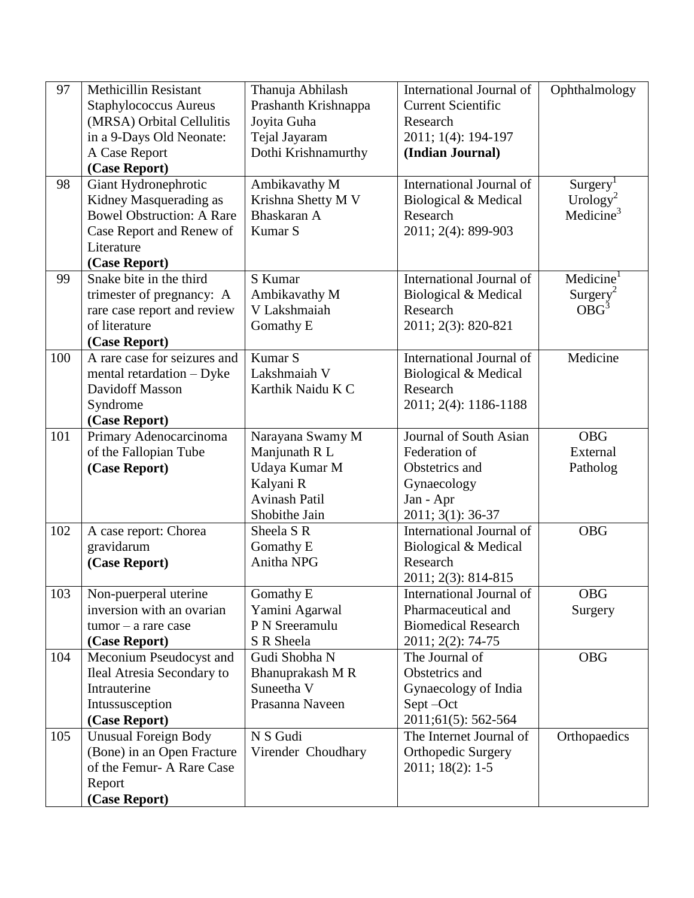| 97 | Methicillin Resistant Staphylococcus Aureus (MRSA) Orbital Cellulitis in a 9-Days Old Neonate: A Case Report **(Case Report)** | Thanuja Abhilash<br>Prashanth Krishnappa<br>Joyita Guha<br>Tejal Jayaram<br>Dothi Krishnamurthy | International Journal of Current Scientific Research<br>2011; 1(4): 194-197<br>**(Indian Journal)** | Ophthalmology |
|---|---|---|---|---|
| 98 | Giant Hydronephrotic Kidney Masquerading as Bowel Obstruction: A Rare Case Report and Renew of Literature **(Case Report)** | Ambikavathy M<br>Krishna Shetty M V<br>Bhaskaran A<br>Kumar S | International Journal of Biological & Medical Research<br>2011; 2(4): 899-903 | Surgery[1]<br>Urology[2]<br>Medicine[3] |
| 99 | Snake bite in the third trimester of pregnancy: A rare case report and review of literature **(Case Report)** | S Kumar<br>Ambikavathy M<br>V Lakshmaiah<br>Gomathy E | International Journal of Biological & Medical Research<br>2011; 2(3): 820-821 | Medicine[1]<br>Surgery[2]<br>OBG[3] |
| 100 | A rare case for seizures and mental retardation – Dyke Davidoff Masson Syndrome **(Case Report)** | Kumar S<br>Lakshmaiah V<br>Karthik Naidu K C | International Journal of Biological & Medical Research<br>2011; 2(4): 1186-1188 | Medicine |
| 101 | Primary Adenocarcinoma of the Fallopian Tube **(Case Report)** | Narayana Swamy M<br>Manjunath R L<br>Udaya Kumar M<br>Kalyani R<br>Avinash Patil<br>Shobithe Jain | Journal of South Asian Federation of Obstetrics and Gynaecology<br>Jan - Apr<br>2011; 3(1): 36-37 | OBG<br>External<br>Patholog |
| 102 | A case report: Chorea gravidarum **(Case Report)** | Sheela S R<br>Gomathy E<br>Anitha NPG | International Journal of Biological & Medical Research<br>2011; 2(3): 814-815 | OBG |
| 103 | Non-puerperal uterine inversion with an ovarian tumor – a rare case **(Case Report)** | Gomathy E<br>Yamini Agarwal<br>P N Sreeramulu<br>S R Sheela | International Journal of Pharmaceutical and Biomedical Research<br>2011; 2(2): 74-75 | OBG<br>Surgery |
| 104 | Meconium Pseudocyst and Ileal Atresia Secondary to Intrauterine Intussusception **(Case Report)** | Gudi Shobha N<br>Bhanuprakash M R<br>Suneetha V<br>Prasanna Naveen | The Journal of Obstetrics and Gynaecology of India<br>Sept –Oct<br>2011;61(5): 562-564 | OBG |
| 105 | Unusual Foreign Body (Bone) in an Open Fracture of the Femur- A Rare Case Report **(Case Report)** | N S Gudi<br>Virender Choudhary | The Internet Journal of Orthopedic Surgery<br>2011; 18(2): 1-5 | Orthopaedics |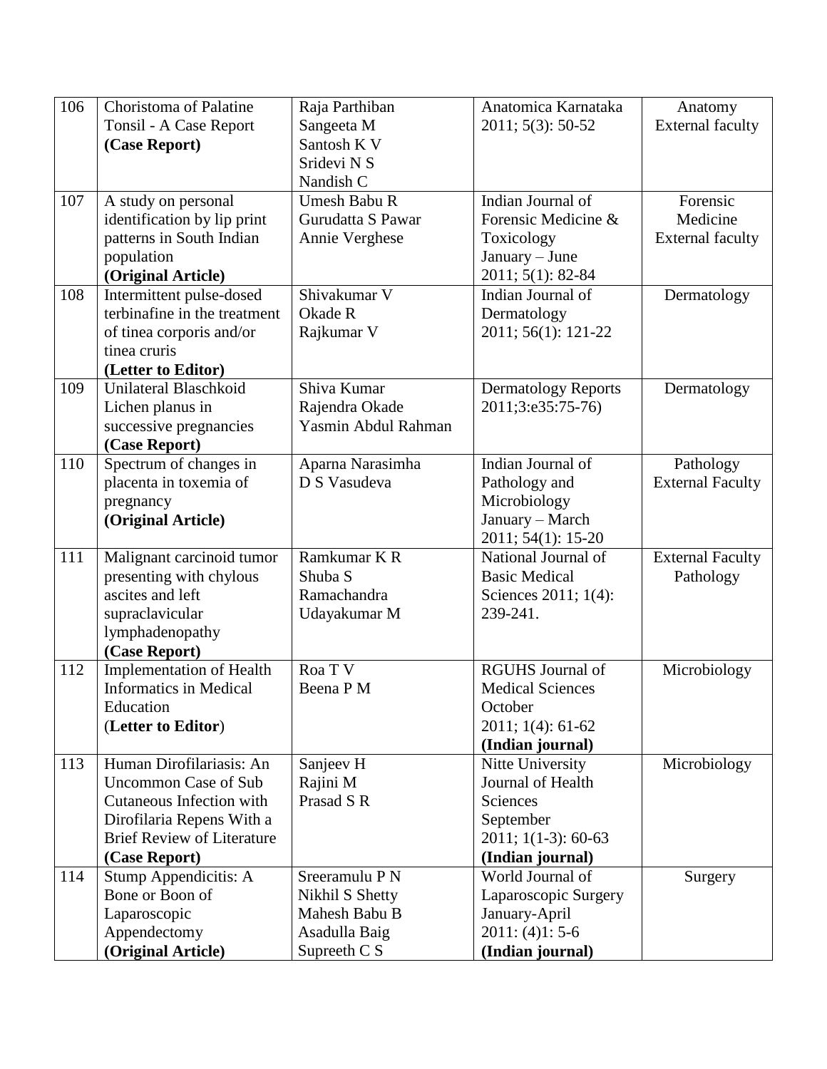| 106 | Choristoma of Palatine Tonsil - A Case Report **(Case Report)** | Raja Parthiban<br>Sangeeta M<br>Santosh K V<br>Sridevi N S<br>Nandish C | Anatomica Karnataka 2011; 5(3): 50-52 | Anatomy External faculty |
|---|---|---|---|---|
| 107 | A study on personal identification by lip print patterns in South Indian population **(Original Article)** | Umesh Babu R<br>Gurudatta S Pawar<br>Annie Verghese | Indian Journal of Forensic Medicine & Toxicology January – June 2011; 5(1): 82-84 | Forensic Medicine External faculty |
| 108 | Intermittent pulse-dosed terbinafine in the treatment of tinea corporis and/or tinea cruris **(Letter to Editor)** | Shivakumar V<br>Okade R<br>Rajkumar V | Indian Journal of Dermatology 2011; 56(1): 121-22 | Dermatology |
| 109 | Unilateral Blaschkoid Lichen planus in successive pregnancies **(Case Report)** | Shiva Kumar<br>Rajendra Okade<br>Yasmin Abdul Rahman | Dermatology Reports 2011;3:e35:75-76) | Dermatology |
| 110 | Spectrum of changes in placenta in toxemia of pregnancy **(Original Article)** | Aparna Narasimha<br>D S Vasudeva | Indian Journal of Pathology and Microbiology January – March 2011; 54(1): 15-20 | Pathology External Faculty |
| 111 | Malignant carcinoid tumor presenting with chylous ascites and left supraclavicular lymphadenopathy **(Case Report)** | Ramkumar K R<br>Shuba S<br>Ramachandra<br>Udayakumar M | National Journal of Basic Medical Sciences 2011; 1(4): 239-241. | External Faculty Pathology |
| 112 | Implementation of Health Informatics in Medical Education (**Letter to Editor**) | Roa T V<br>Beena P M | RGUHS Journal of Medical Sciences October 2011; 1(4): 61-62 **(Indian journal)** | Microbiology |
| 113 | Human Dirofilariasis: An Uncommon Case of Sub Cutaneous Infection with Dirofilaria Repens With a Brief Review of Literature **(Case Report)** | Sanjeev H<br>Rajini M<br>Prasad S R | Nitte University Journal of Health Sciences September 2011; 1(1-3): 60-63 **(Indian journal)** | Microbiology |
| 114 | Stump Appendicitis: A Bone or Boon of Laparoscopic Appendectomy **(Original Article)** | Sreeramulu P N<br>Nikhil S Shetty<br>Mahesh Babu B<br>Asadulla Baig<br>Supreeth C S | World Journal of Laparoscopic Surgery January-April 2011: (4)1: 5-6 **(Indian journal)** | Surgery |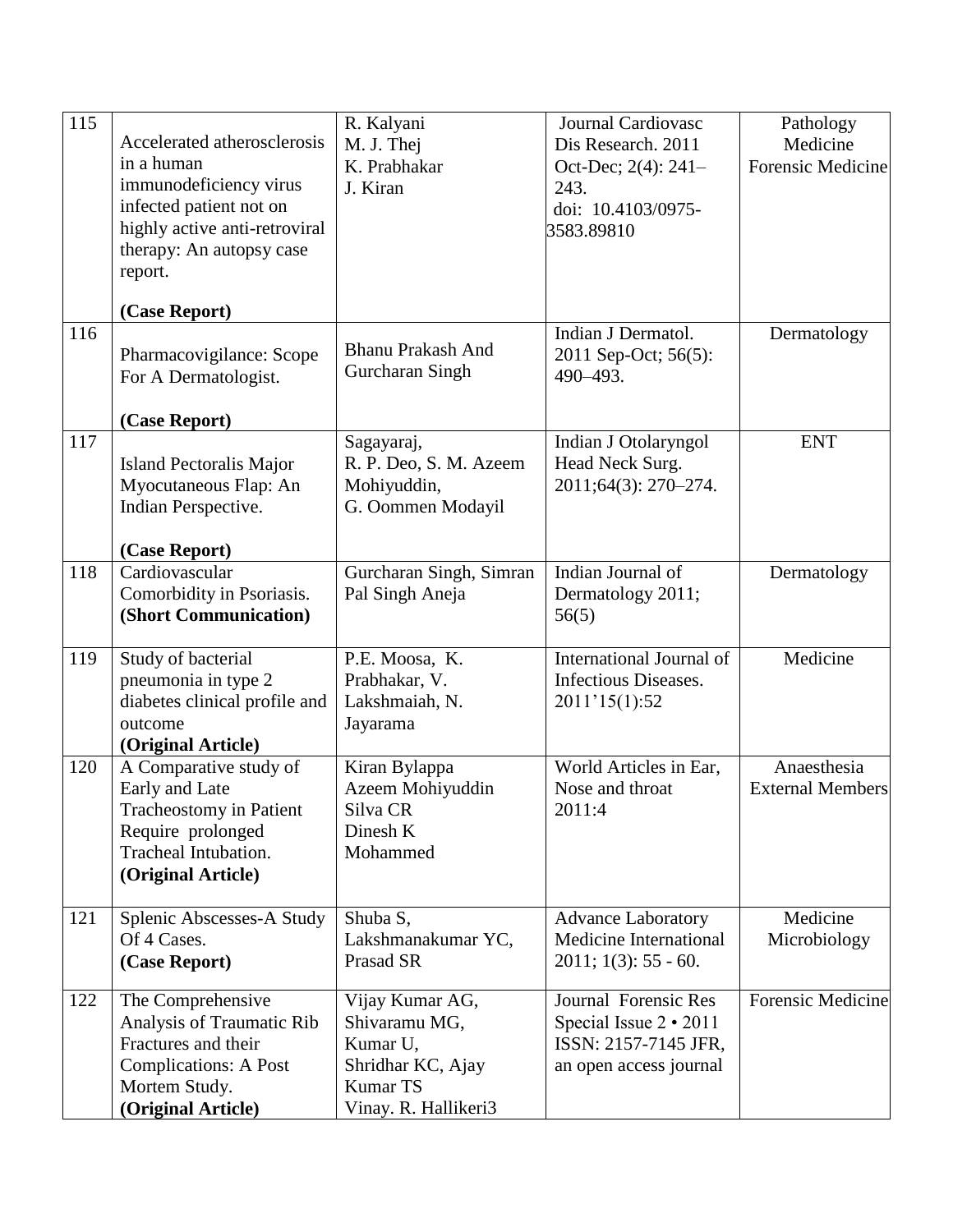| 115 | Accelerated atherosclerosis in a human immunodeficiency virus infected patient not on highly active anti-retroviral therapy: An autopsy case report.<br><br>**(Case Report)** | R. Kalyani<br>M. J. Thej<br>K. Prabhakar<br>J. Kiran | Journal Cardiovasc Dis Research. 2011 Oct-Dec; 2(4): 241–243.<br>doi: 10.4103/0975-3583.89810 | Pathology<br>Medicine<br>Forensic Medicine |
|---|---|---|---|---|
| 116 | Pharmacovigilance: Scope For A Dermatologist.<br><br>**(Case Report)** | Bhanu Prakash And Gurcharan Singh | Indian J Dermatol. 2011 Sep-Oct; 56(5): 490–493. | Dermatology |
| 117 | Island Pectoralis Major Myocutaneous Flap: An Indian Perspective.<br><br>**(Case Report)** | Sagayaraj,<br>R. P. Deo, S. M. Azeem Mohiyuddin,<br>G. Oommen Modayil | Indian J Otolaryngol Head Neck Surg. 2011;64(3): 270–274. | ENT |
| 118 | Cardiovascular Comorbidity in Psoriasis.<br>**(Short Communication)** | Gurcharan Singh, Simran Pal Singh Aneja | Indian Journal of Dermatology 2011; 56(5) | Dermatology |
| 119 | Study of bacterial pneumonia in type 2 diabetes clinical profile and outcome<br>**(Original Article)** | P.E. Moosa, K. Prabhakar, V. Lakshmaiah, N. Jayarama | International Journal of Infectious Diseases. 2011'15(1):52 | Medicine |
| 120 | A Comparative study of Early and Late Tracheostomy in Patient Require prolonged Tracheal Intubation.<br>**(Original Article)** | Kiran Bylappa<br>Azeem Mohiyuddin<br>Silva CR<br>Dinesh K<br>Mohammed | World Articles in Ear, Nose and throat 2011:4 | Anaesthesia<br>External Members |
| 121 | Splenic Abscesses-A Study Of 4 Cases.<br>**(Case Report)** | Shuba S,<br>Lakshmanakumar YC,<br>Prasad SR | Advance Laboratory Medicine International 2011; 1(3): 55 - 60. | Medicine<br>Microbiology |
| 122 | The Comprehensive Analysis of Traumatic Rib Fractures and their Complications: A Post Mortem Study.<br>**(Original Article)** | Vijay Kumar AG,<br>Shivaramu MG,<br>Kumar U,<br>Shridhar KC, Ajay Kumar TS<br>Vinay. R. Hallikeri3 | Journal Forensic Res Special Issue 2 • 2011 ISSN: 2157-7145 JFR, an open access journal | Forensic Medicine |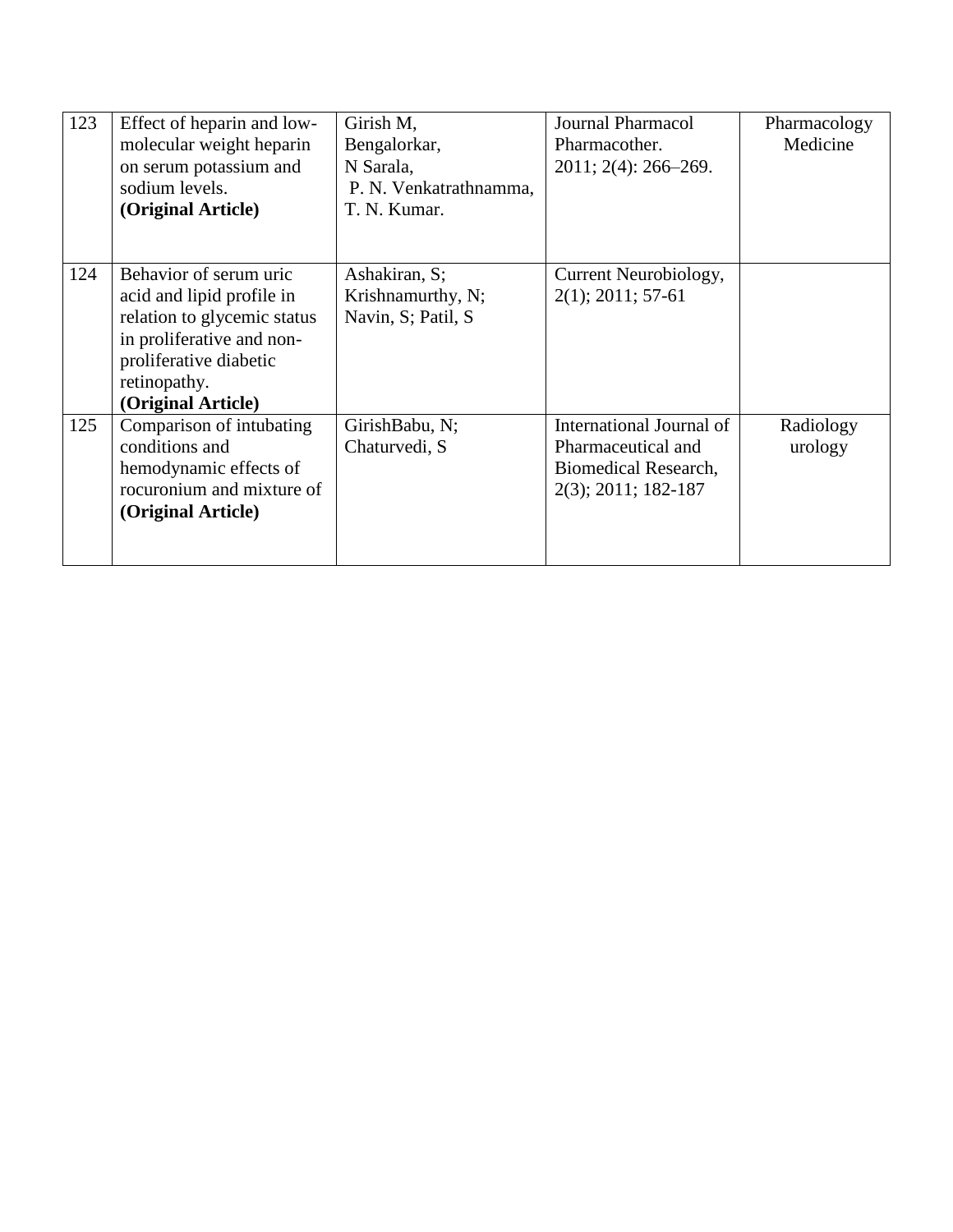| | | | | |
|---|---|---|---|---|
| 123 | Effect of heparin and low-molecular weight heparin on serum potassium and sodium levels. **(Original Article)** | Girish M, Bengalorkar, N Sarala, P. N. Venkatrathnamma, T. N. Kumar. | Journal Pharmacol Pharmacother. 2011; 2(4): 266–269. | Pharmacology Medicine |
| 124 | Behavior of serum uric acid and lipid profile in relation to glycemic status in proliferative and non-proliferative diabetic retinopathy. **(Original Article)** | Ashakiran, S; Krishnamurthy, N; Navin, S; Patil, S | Current Neurobiology, 2(1); 2011; 57-61 | |
| 125 | Comparison of intubating conditions and hemodynamic effects of rocuronium and mixture of **(Original Article)** | GirishBabu, N; Chaturvedi, S | International Journal of Pharmaceutical and Biomedical Research, 2(3); 2011; 182-187 | Radiology urology |